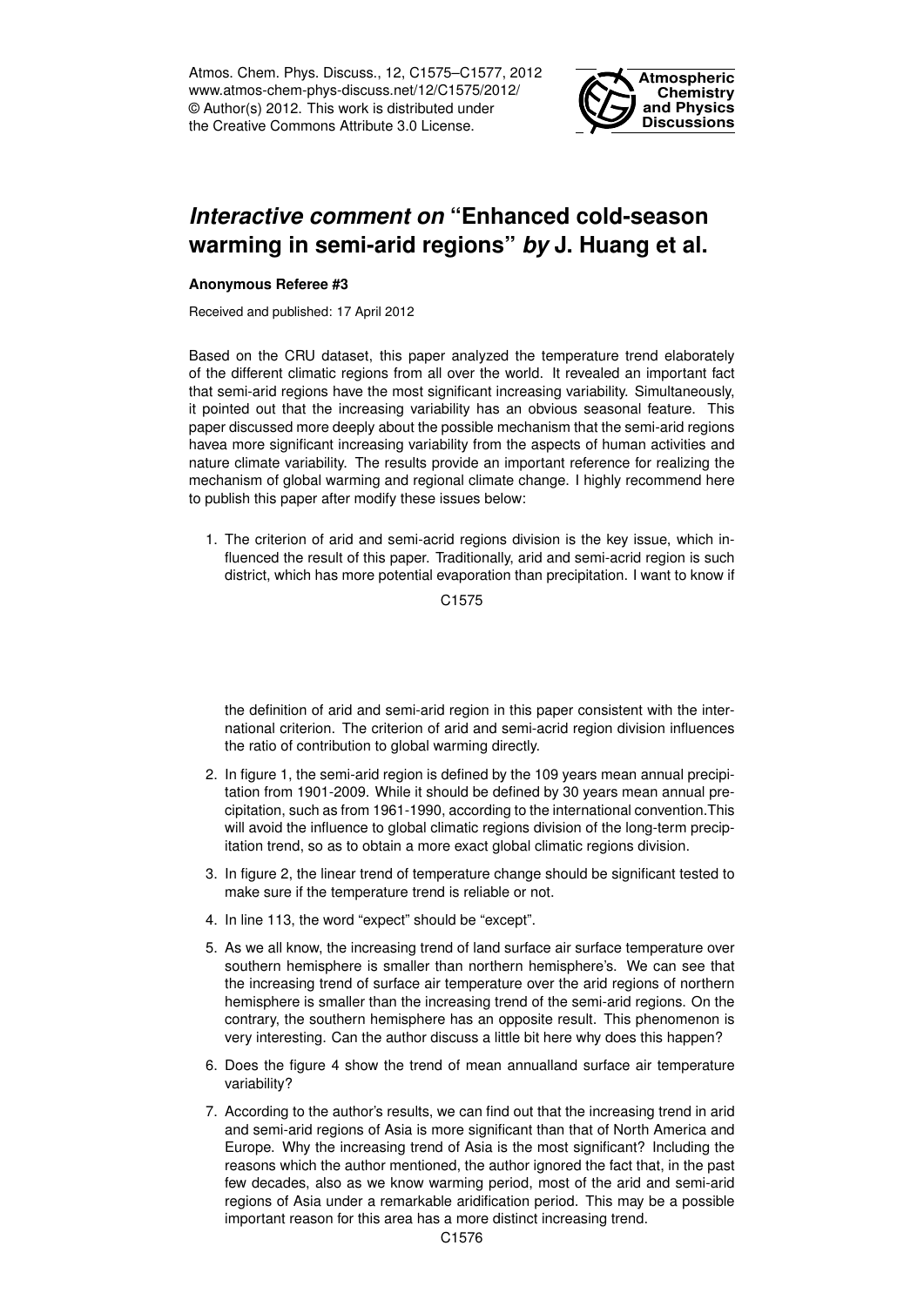# *Interactive comment on* "Enhanced cold-season warming in semi-arid regions" *by* J. Huang et al.

**Anonymous Referee #3**

Received and published: 17 April 2012

Based on the CRU dataset, this paper analyzed the temperature trend elaborately of the different climatic regions from all over the world. It revealed an important fact that semi-arid regions have the most significant increasing variability. Simultaneously, it pointed out that the increasing variability has an obvious seasonal feature. This paper discussed more deeply about the possible mechanism that the semi-arid regions havea more significant increasing variability from the aspects of human activities and nature climate variability. The results provide an important reference for realizing the mechanism of global warming and regional climate change. I highly recommend here to publish this paper after modify these issues below:

1. The criterion of arid and semi-acrid regions division is the key issue, which influenced the result of this paper. Traditionally, arid and semi-acrid region is such district, which has more potential evaporation than precipitation. I want to know if the definition of arid and semi-arid region in this paper consistent with the international criterion. The criterion of arid and semi-acrid region division influences the ratio of contribution to global warming directly.

2. In figure 1, the semi-arid region is defined by the 109 years mean annual precipitation from 1901-2009. While it should be defined by 30 years mean annual precipitation, such as from 1961-1990, according to the international convention.This will avoid the influence to global climatic regions division of the long-term precipitation trend, so as to obtain a more exact global climatic regions division.

3. In figure 2, the linear trend of temperature change should be significant tested to make sure if the temperature trend is reliable or not.

4. In line 113, the word "expect" should be "except".

5. As we all know, the increasing trend of land surface air surface temperature over southern hemisphere is smaller than northern hemisphere's. We can see that the increasing trend of surface air temperature over the arid regions of northern hemisphere is smaller than the increasing trend of the semi-arid regions. On the contrary, the southern hemisphere has an opposite result. This phenomenon is very interesting. Can the author discuss a little bit here why does this happen?

6. Does the figure 4 show the trend of mean annualland surface air temperature variability?

7. According to the author's results, we can find out that the increasing trend in arid and semi-arid regions of Asia is more significant than that of North America and Europe. Why the increasing trend of Asia is the most significant? Including the reasons which the author mentioned, the author ignored the fact that, in the past few decades, also as we know warming period, most of the arid and semi-arid regions of Asia under a remarkable aridification period. This may be a possible important reason for this area has a more distinct increasing trend.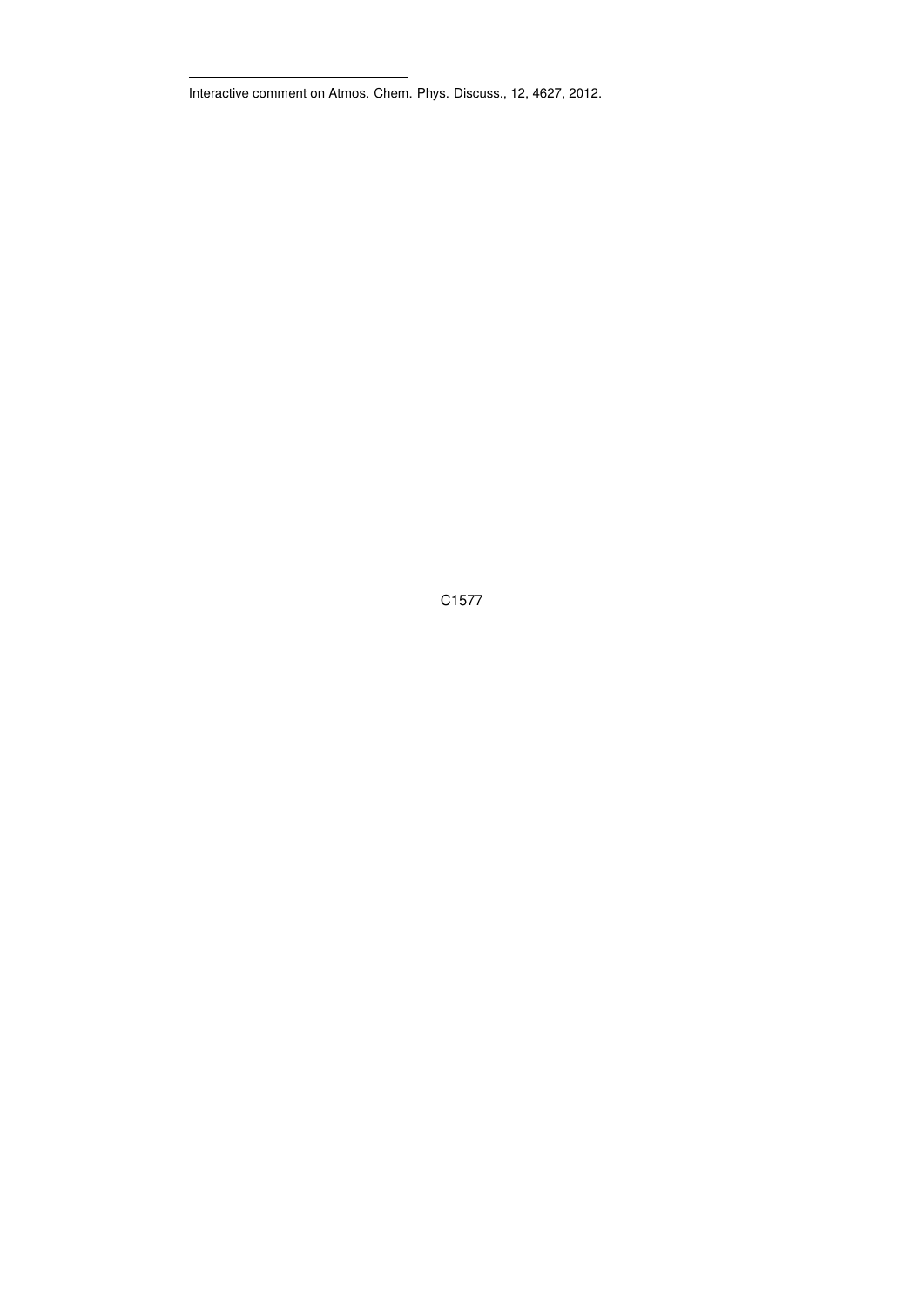Interactive comment on Atmos. Chem. Phys. Discuss., 12, 4627, 2012.